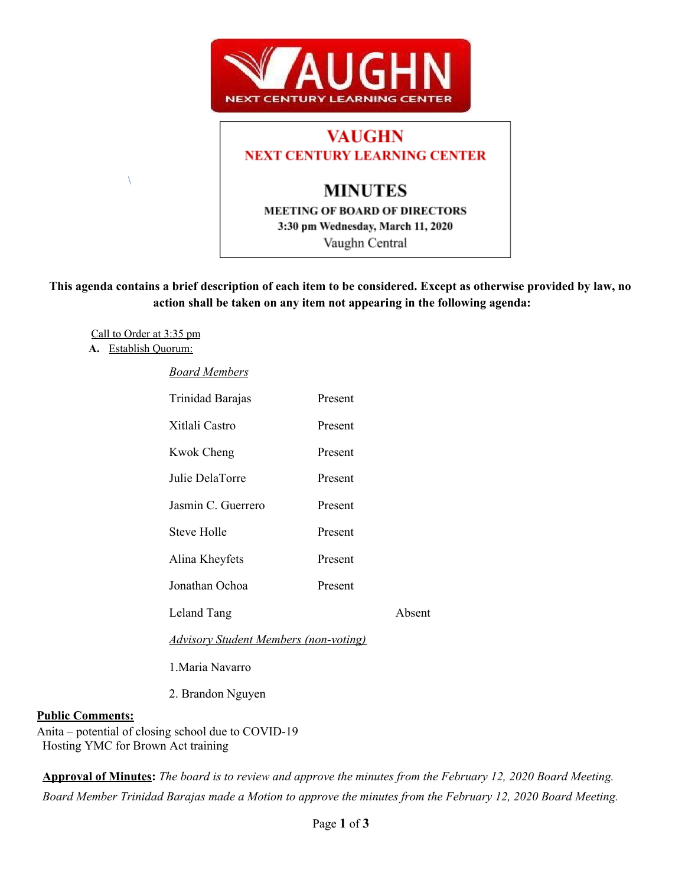# VAUGHN
## NEXT CENTURY LEARNING CENTER

## MINUTES

**MEETING OF BOARD OF DIRECTORS**
**3:30 pm Wednesday, March 11, 2020**
Vaughn Central

**This agenda contains a brief description of each item to be considered. Except as otherwise provided by law, no action shall be taken on any item not appearing in the following agenda:**

Call to Order at 3:35 pm

**A.** Establish Quorum:

*Board Members*

| | | |
|---|---|---|
| Trinidad Barajas | Present | |
| Xitlali Castro | Present | |
| Kwok Cheng | Present | |
| Julie DelaTorre | Present | |
| Jasmin C. Guerrero | Present | |
| Steve Holle | Present | |
| Alina Kheyfets | Present | |
| Jonathan Ochoa | Present | |
| Leland Tang | | Absent |

*Advisory Student Members (non-voting)*

1. Maria Navarro
2. Brandon Nguyen

**Public Comments:**

Anita – potential of closing school due to COVID-19
Hosting YMC for Brown Act training

**Approval of Minutes:** *The board is to review and approve the minutes from the February 12, 2020 Board Meeting.*

*Board Member Trinidad Barajas made a Motion to approve the minutes from the February 12, 2020 Board Meeting.*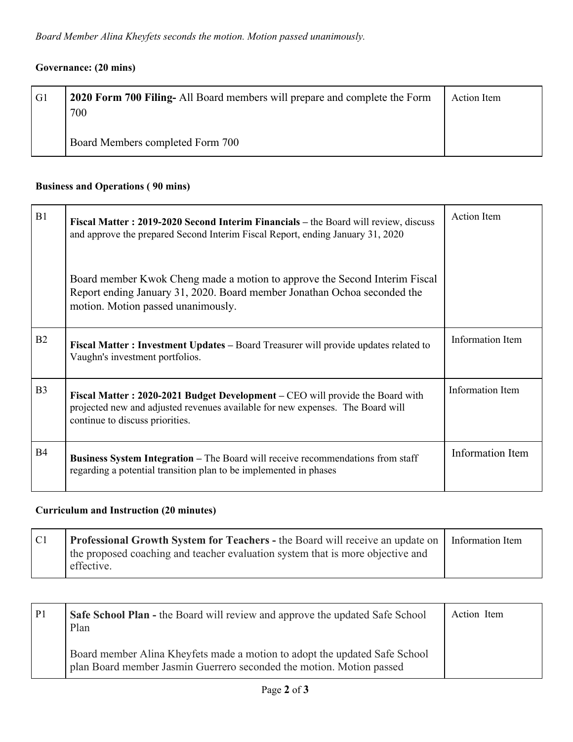*Board Member Alina Kheyfets seconds the motion. Motion passed unanimously.*

**Governance: (20 mins)**

| | | |
|---|---|---|
| G1 | **2020 Form 700 Filing-** All Board members will prepare and complete the Form 700<br><br>Board Members completed Form 700 | Action Item |

**Business and Operations ( 90 mins)**

| | | |
|---|---|---|
| B1 | **Fiscal Matter : 2019-2020 Second Interim Financials –** the Board will review, discuss and approve the prepared Second Interim Fiscal Report, ending January 31, 2020<br><br>Board member Kwok Cheng made a motion to approve the Second Interim Fiscal Report ending January 31, 2020. Board member Jonathan Ochoa seconded the motion. Motion passed unanimously. | Action Item |
| B2 | **Fiscal Matter : Investment Updates –** Board Treasurer will provide updates related to Vaughn's investment portfolios. | Information Item |
| B3 | **Fiscal Matter : 2020-2021 Budget Development –** CEO will provide the Board with projected new and adjusted revenues available for new expenses. The Board will continue to discuss priorities. | Information Item |
| B4 | **Business System Integration –** The Board will receive recommendations from staff regarding a potential transition plan to be implemented in phases | Information Item |

**Curriculum and Instruction (20 minutes)**

| | | |
|---|---|---|
| C1 | **Professional Growth System for Teachers -** the Board will receive an update on the proposed coaching and teacher evaluation system that is more objective and effective. | Information Item |

| | | |
|---|---|---|
| P1 | **Safe School Plan -** the Board will review and approve the updated Safe School Plan<br><br>Board member Alina Kheyfets made a motion to adopt the updated Safe School plan Board member Jasmin Guerrero seconded the motion. Motion passed | Action Item |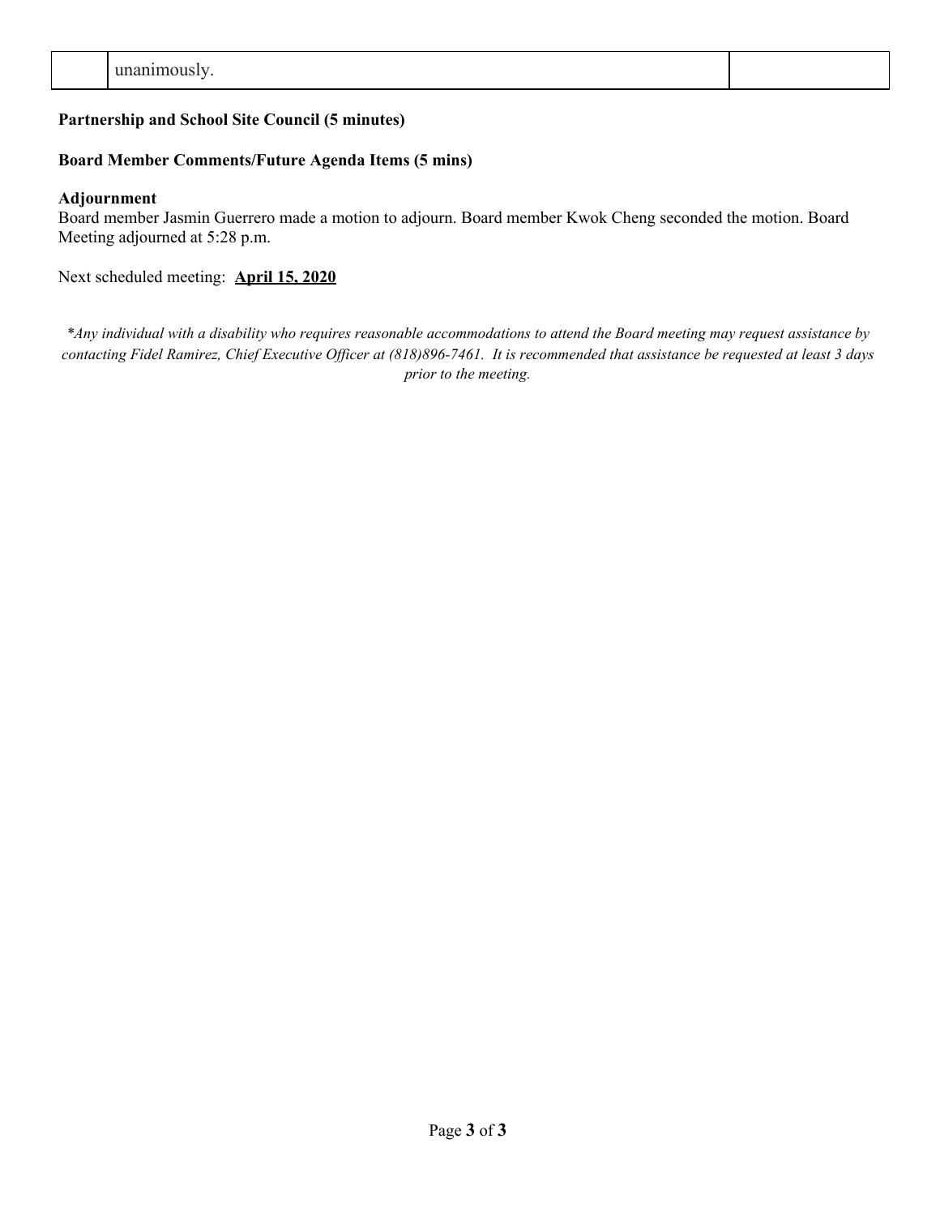| | | |
|---|---|---|
| | unanimously. | |

**Partnership and School Site Council (5 minutes)**

**Board Member Comments/Future Agenda Items (5 mins)**

**Adjournment**

Board member Jasmin Guerrero made a motion to adjourn. Board member Kwok Cheng seconded the motion. Board Meeting adjourned at 5:28 p.m.

Next scheduled meeting: **April 15, 2020**

*\*Any individual with a disability who requires reasonable accommodations to attend the Board meeting may request assistance by contacting Fidel Ramirez, Chief Executive Officer at (818)896-7461. It is recommended that assistance be requested at least 3 days prior to the meeting.*